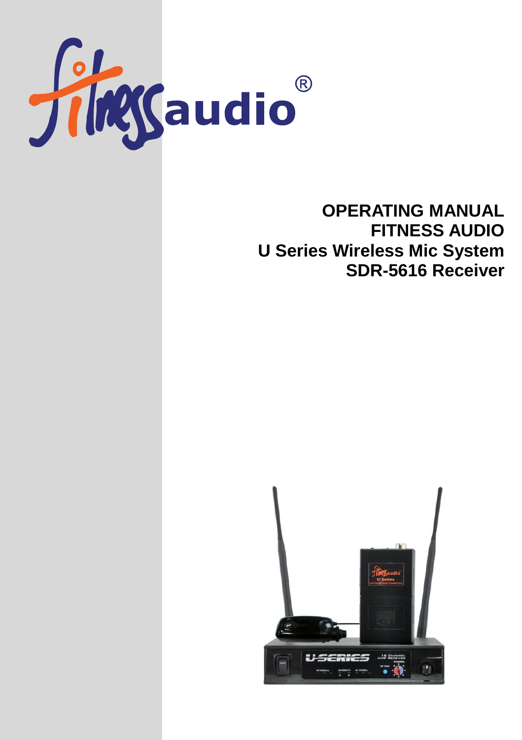fitnessaudio®

# OPERATING MANUAL
# FITNESS AUDIO
# U Series Wireless Mic System
# SDR-5616 Receiver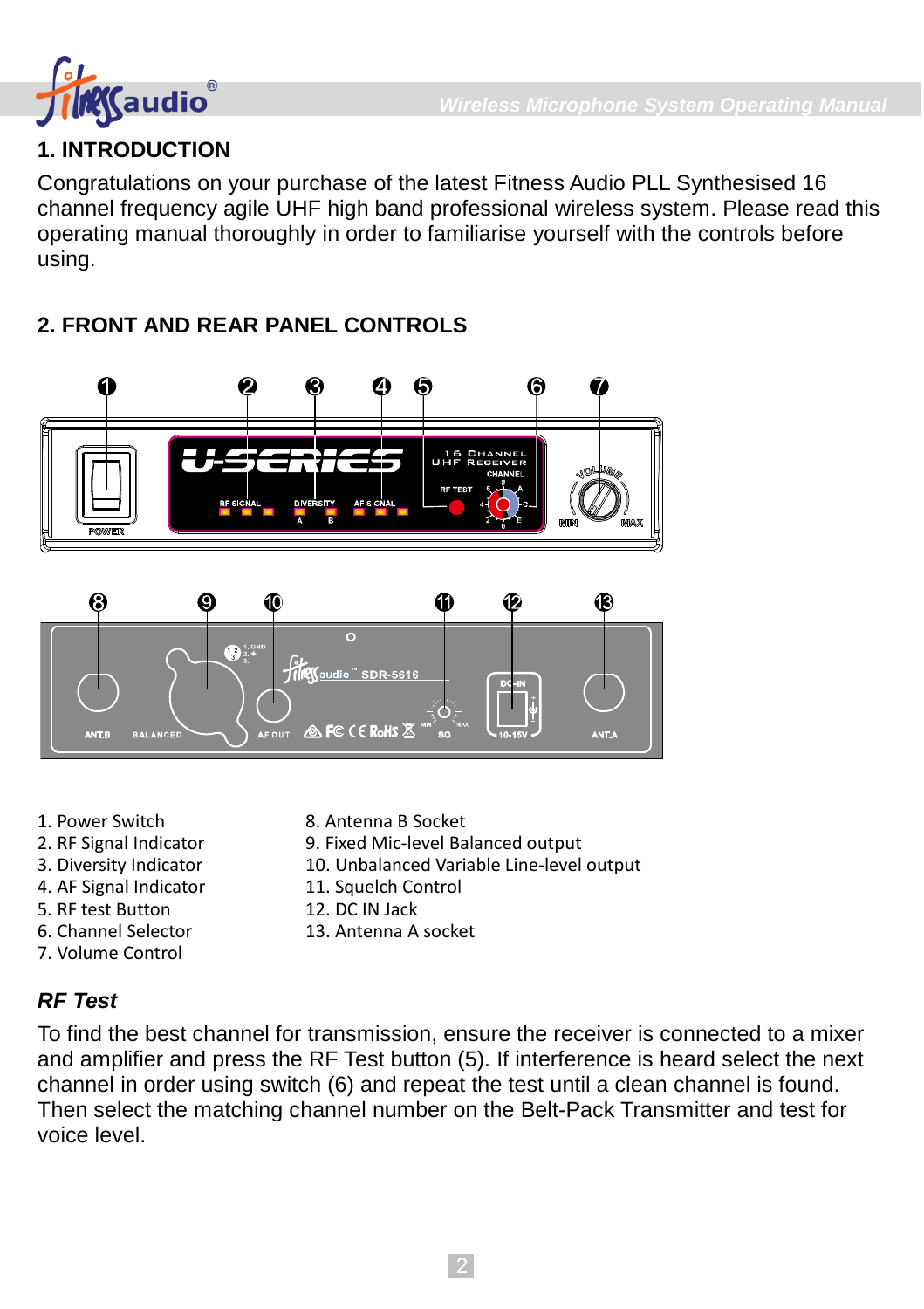## 1. INTRODUCTION

Congratulations on your purchase of the latest Fitness Audio PLL Synthesised 16 channel frequency agile UHF high band professional wireless system. Please read this operating manual thoroughly in order to familiarise yourself with the controls before using.

## 2. FRONT AND REAR PANEL CONTROLS

1. Power Switch
2. RF Signal Indicator
3. Diversity Indicator
4. AF Signal Indicator
5. RF test Button
6. Channel Selector
7. Volume Control
8. Antenna B Socket
9. Fixed Mic-level Balanced output
10. Unbalanced Variable Line-level output
11. Squelch Control
12. DC IN Jack
13. Antenna A socket

### *RF Test*

To find the best channel for transmission, ensure the receiver is connected to a mixer and amplifier and press the RF Test button (5). If interference is heard select the next channel in order using switch (6) and repeat the test until a clean channel is found. Then select the matching channel number on the Belt-Pack Transmitter and test for voice level.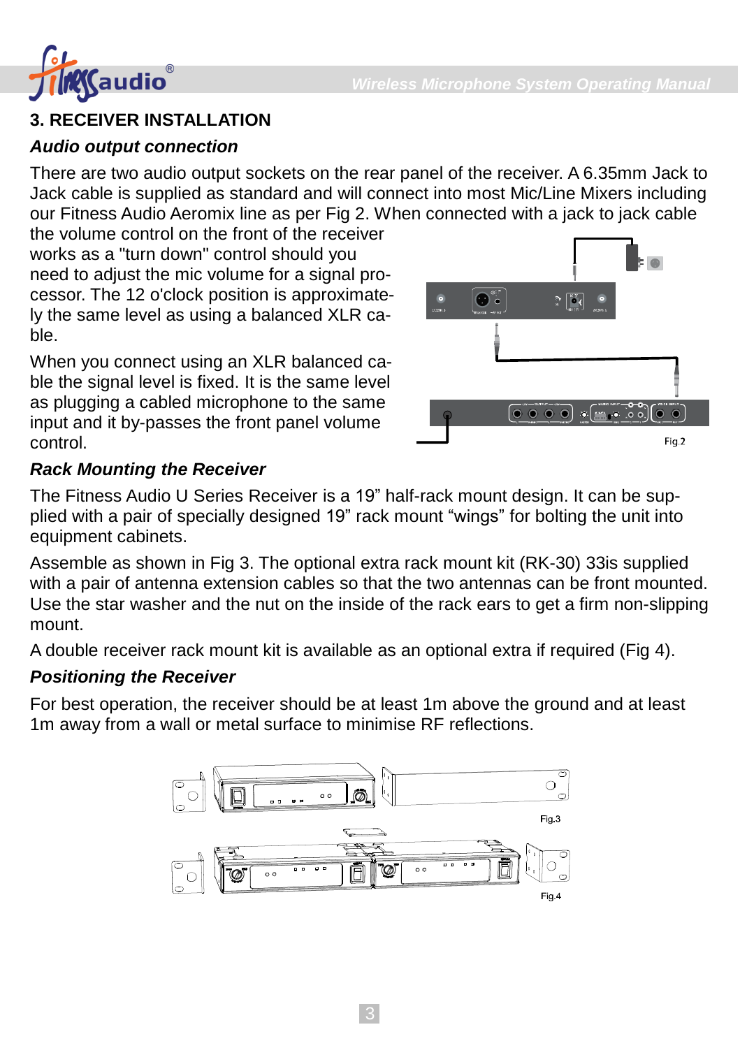## 3. RECEIVER INSTALLATION

### *Audio output connection*

There are two audio output sockets on the rear panel of the receiver. A 6.35mm Jack to Jack cable is supplied as standard and will connect into most Mic/Line Mixers including our Fitness Audio Aeromix line as per Fig 2. When connected with a jack to jack cable the volume control on the front of the receiver works as a "turn down" control should you need to adjust the mic volume for a signal processor. The 12 o'clock position is approximately the same level as using a balanced XLR cable.

When you connect using an XLR balanced cable the signal level is fixed. It is the same level as plugging a cabled microphone to the same input and it by-passes the front panel volume control.

Fig.2

### *Rack Mounting the Receiver*

The Fitness Audio U Series Receiver is a 19” half-rack mount design. It can be supplied with a pair of specially designed 19” rack mount “wings” for bolting the unit into equipment cabinets.

Assemble as shown in Fig 3. The optional extra rack mount kit (RK-30) 33is supplied with a pair of antenna extension cables so that the two antennas can be front mounted. Use the star washer and the nut on the inside of the rack ears to get a firm non-slipping mount.

A double receiver rack mount kit is available as an optional extra if required (Fig 4).

### *Positioning the Receiver*

For best operation, the receiver should be at least 1m above the ground and at least 1m away from a wall or metal surface to minimise RF reflections.

Fig.3

Fig.4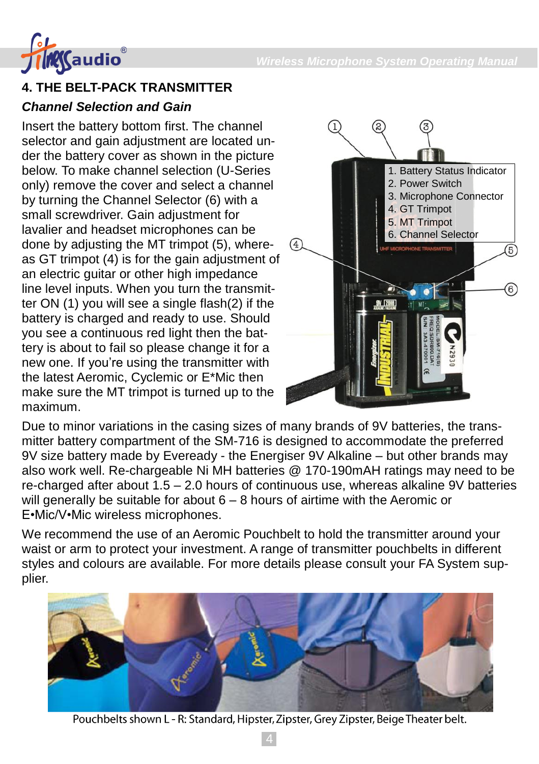## 4. THE BELT-PACK TRANSMITTER

### *Channel Selection and Gain*

Insert the battery bottom first. The channel selector and gain adjustment are located under the battery cover as shown in the picture below. To make channel selection (U-Series only) remove the cover and select a channel by turning the Channel Selector (6) with a small screwdriver. Gain adjustment for lavalier and headset microphones can be done by adjusting the MT trimpot (5), whereas GT trimpot (4) is for the gain adjustment of an electric guitar or other high impedance line level inputs. When you turn the transmitter ON (1) you will see a single flash(2) if the battery is charged and ready to use. Should you see a continuous red light then the battery is about to fail so please change it for a new one. If you're using the transmitter with the latest Aeromic, Cyclemic or E*Mic then make sure the MT trimpot is turned up to the maximum.

1. Battery Status Indicator
2. Power Switch
3. Microphone Connector
4. GT Trimpot
5. MT Trimpot
6. Channel Selector

Due to minor variations in the casing sizes of many brands of 9V batteries, the transmitter battery compartment of the SM-716 is designed to accommodate the preferred 9V size battery made by Eveready - the Energiser 9V Alkaline – but other brands may also work well. Re-chargeable Ni MH batteries @ 170-190mAH ratings may need to be re-charged after about 1.5 – 2.0 hours of continuous use, whereas alkaline 9V batteries will generally be suitable for about 6 – 8 hours of airtime with the Aeromic or E•Mic/V•Mic wireless microphones.

We recommend the use of an Aeromic Pouchbelt to hold the transmitter around your waist or arm to protect your investment. A range of transmitter pouchbelts in different styles and colours are available. For more details please consult your FA System supplier.

Pouchbelts shown L - R: Standard, Hipster, Zipster, Grey Zipster, Beige Theater belt.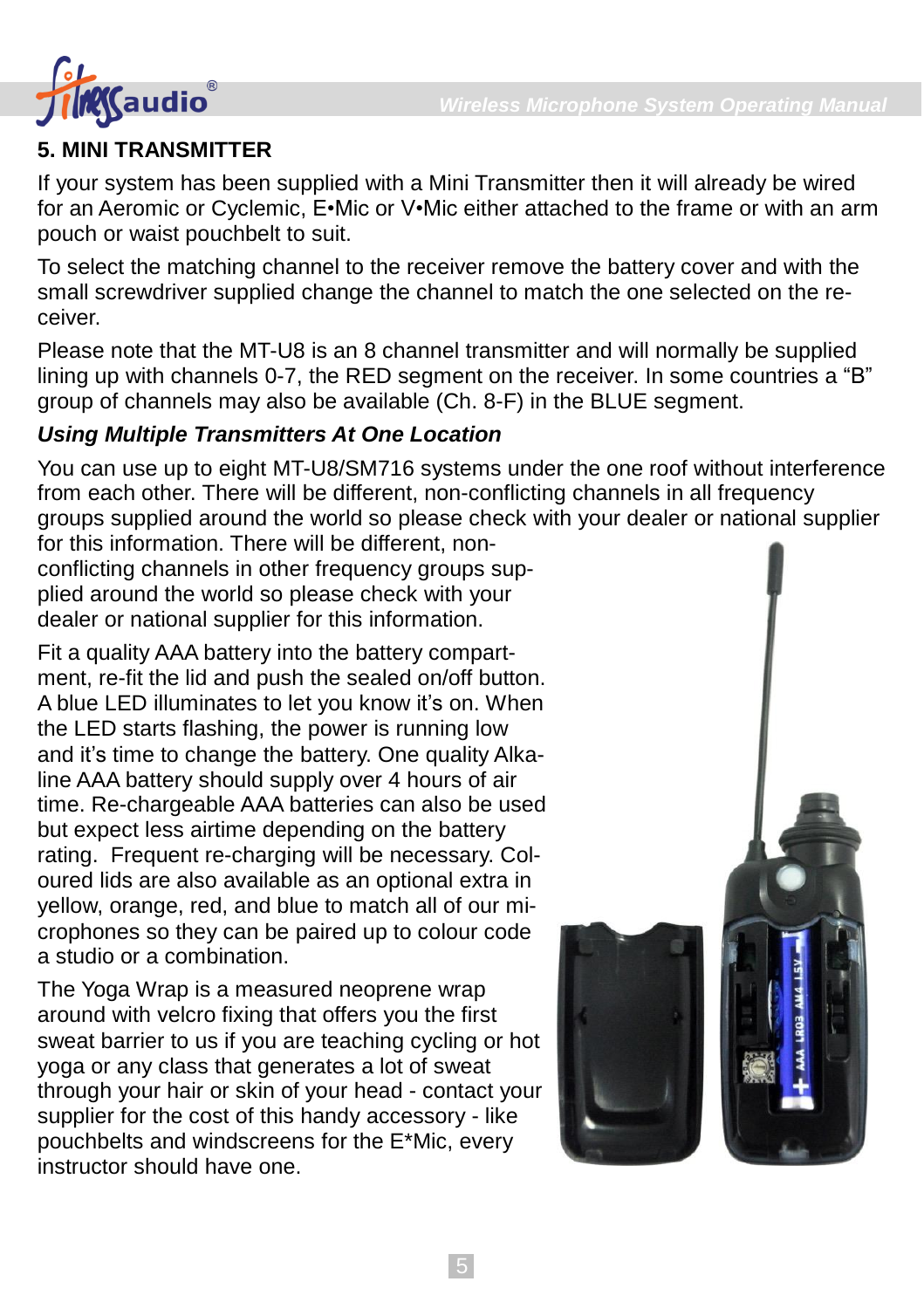## 5. MINI TRANSMITTER

If your system has been supplied with a Mini Transmitter then it will already be wired for an Aeromic or Cyclemic, E•Mic or V•Mic either attached to the frame or with an arm pouch or waist pouchbelt to suit.

To select the matching channel to the receiver remove the battery cover and with the small screwdriver supplied change the channel to match the one selected on the receiver.

Please note that the MT-U8 is an 8 channel transmitter and will normally be supplied lining up with channels 0-7, the RED segment on the receiver. In some countries a "B" group of channels may also be available (Ch. 8-F) in the BLUE segment.

### *Using Multiple Transmitters At One Location*

You can use up to eight MT-U8/SM716 systems under the one roof without interference from each other. There will be different, non-conflicting channels in all frequency groups supplied around the world so please check with your dealer or national supplier for this information. There will be different, non-conflicting channels in other frequency groups supplied around the world so please check with your dealer or national supplier for this information.

Fit a quality AAA battery into the battery compartment, re-fit the lid and push the sealed on/off button. A blue LED illuminates to let you know it's on. When the LED starts flashing, the power is running low and it's time to change the battery. One quality Alkaline AAA battery should supply over 4 hours of air time. Re-chargeable AAA batteries can also be used but expect less airtime depending on the battery rating. Frequent re-charging will be necessary. Coloured lids are also available as an optional extra in yellow, orange, red, and blue to match all of our microphones so they can be paired up to colour code a studio or a combination.

The Yoga Wrap is a measured neoprene wrap around with velcro fixing that offers you the first sweat barrier to us if you are teaching cycling or hot yoga or any class that generates a lot of sweat through your hair or skin of your head - contact your supplier for the cost of this handy accessory - like pouchbelts and windscreens for the E*Mic, every instructor should have one.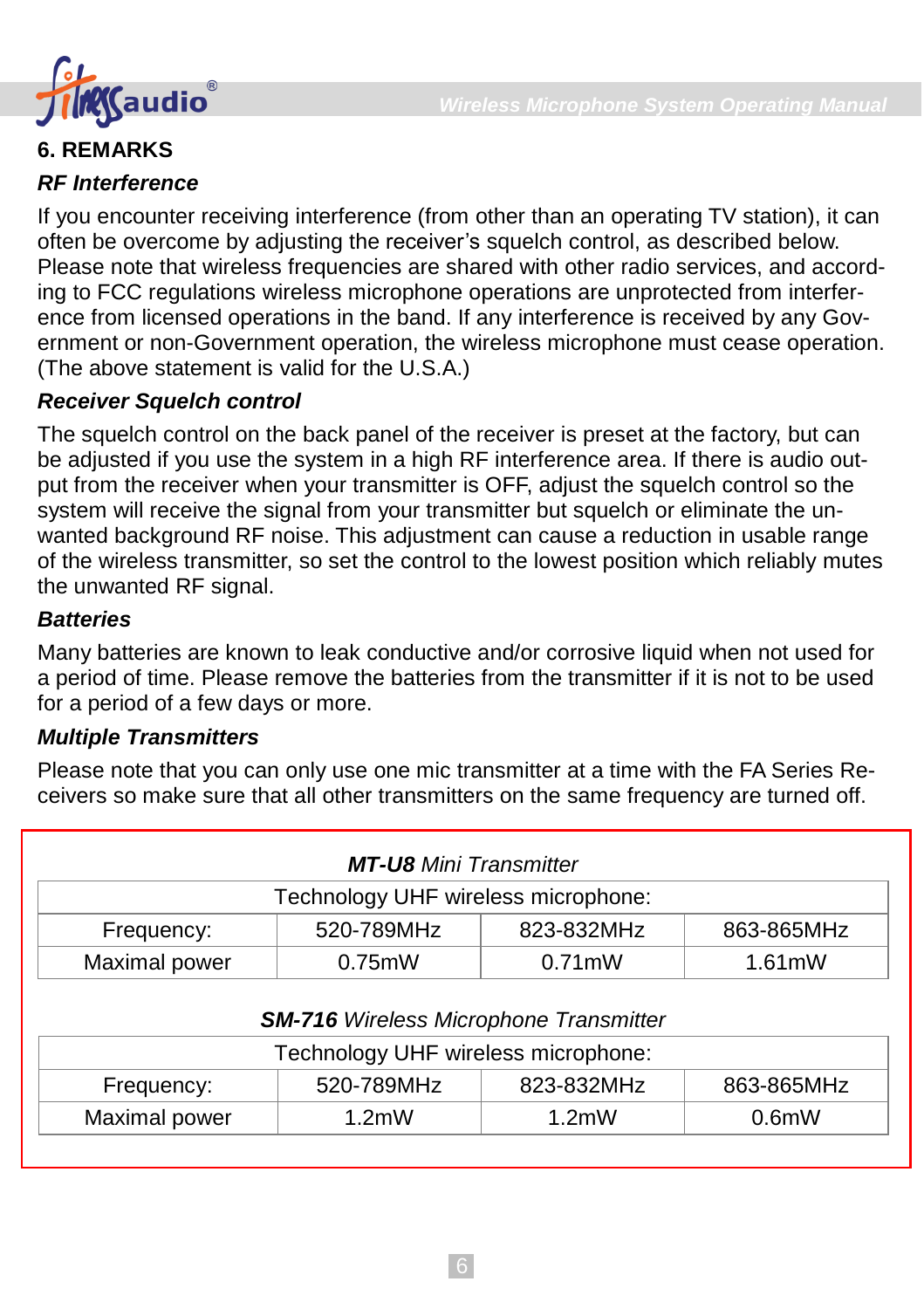## 6. REMARKS

### *RF Interference*

If you encounter receiving interference (from other than an operating TV station), it can often be overcome by adjusting the receiver's squelch control, as described below. Please note that wireless frequencies are shared with other radio services, and according to FCC regulations wireless microphone operations are unprotected from interference from licensed operations in the band. If any interference is received by any Government or non-Government operation, the wireless microphone must cease operation. (The above statement is valid for the U.S.A.)

### *Receiver Squelch control*

The squelch control on the back panel of the receiver is preset at the factory, but can be adjusted if you use the system in a high RF interference area. If there is audio output from the receiver when your transmitter is OFF, adjust the squelch control so the system will receive the signal from your transmitter but squelch or eliminate the unwanted background RF noise. This adjustment can cause a reduction in usable range of the wireless transmitter, so set the control to the lowest position which reliably mutes the unwanted RF signal.

### *Batteries*

Many batteries are known to leak conductive and/or corrosive liquid when not used for a period of time. Please remove the batteries from the transmitter if it is not to be used for a period of a few days or more.

### *Multiple Transmitters*

Please note that you can only use one mic transmitter at a time with the FA Series Receivers so make sure that all other transmitters on the same frequency are turned off.

***MT-U8*** *Mini Transmitter*

| Technology UHF wireless microphone: | | | |
|---|---|---|---|
| Frequency: | 520-789MHz | 823-832MHz | 863-865MHz |
| Maximal power | 0.75mW | 0.71mW | 1.61mW |

***SM-716*** *Wireless Microphone Transmitter*

| Technology UHF wireless microphone: | | | |
|---|---|---|---|
| Frequency: | 520-789MHz | 823-832MHz | 863-865MHz |
| Maximal power | 1.2mW | 1.2mW | 0.6mW |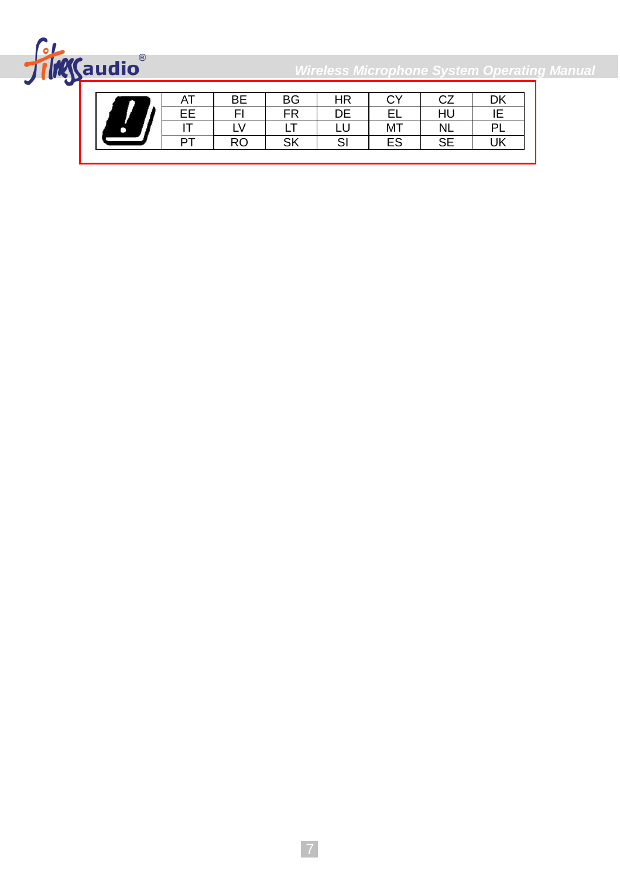| | | | | | | |
|---|---|---|---|---|---|---|
| AT | BE | BG | HR | CY | CZ | DK |
| EE | FI | FR | DE | EL | HU | IE |
| IT | LV | LT | LU | MT | NL | PL |
| PT | RO | SK | SI | ES | SE | UK |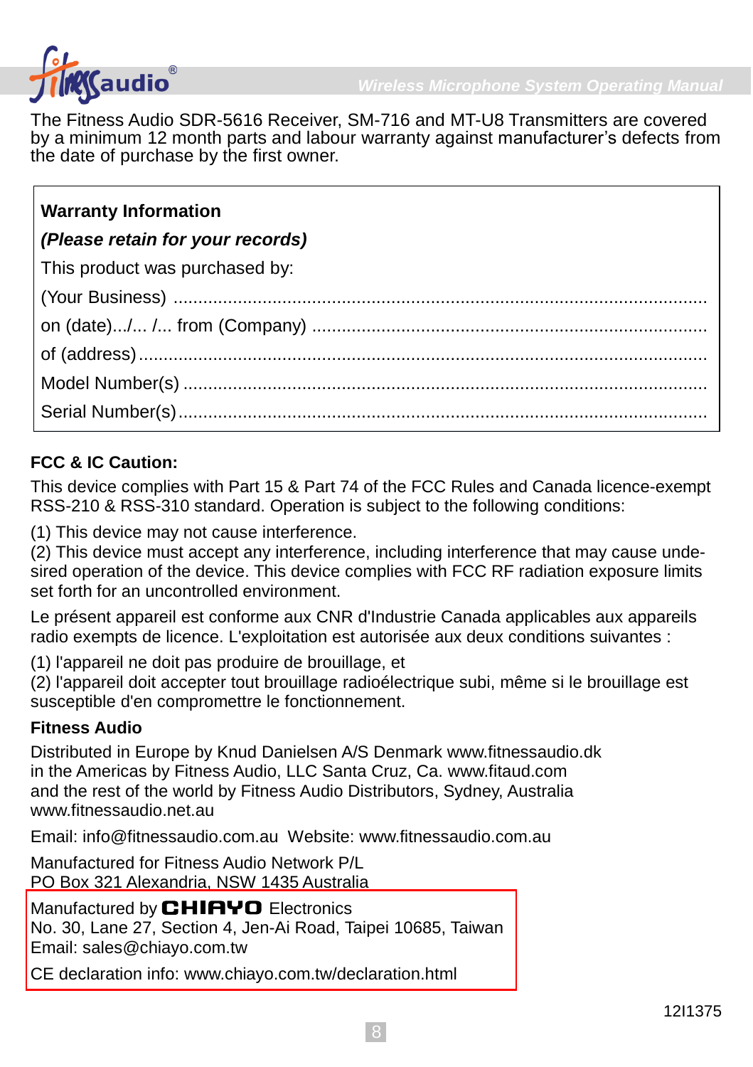The Fitness Audio SDR-5616 Receiver, SM-716 and MT-U8 Transmitters are covered by a minimum 12 month parts and labour warranty against manufacturer's defects from the date of purchase by the first owner.

**Warranty Information**

***(Please retain for your records)***

This product was purchased by:

(Your Business) ..........................................................................................................

on (date).../... /... from (Company) ..............................................................................

of (address)..................................................................................................................

Model Number(s) ........................................................................................................

Serial Number(s)..........................................................................................................

**FCC & IC Caution:**

This device complies with Part 15 & Part 74 of the FCC Rules and Canada licence-exempt RSS-210 & RSS-310 standard. Operation is subject to the following conditions:

(1) This device may not cause interference.
(2) This device must accept any interference, including interference that may cause undesired operation of the device. This device complies with FCC RF radiation exposure limits set forth for an uncontrolled environment.

Le présent appareil est conforme aux CNR d'Industrie Canada applicables aux appareils radio exempts de licence. L'exploitation est autorisée aux deux conditions suivantes :

(1) l'appareil ne doit pas produire de brouillage, et
(2) l'appareil doit accepter tout brouillage radioélectrique subi, même si le brouillage est susceptible d'en compromettre le fonctionnement.

**Fitness Audio**

Distributed in Europe by Knud Danielsen A/S Denmark www.fitnessaudio.dk
in the Americas by Fitness Audio, LLC Santa Cruz, Ca. www.fitaud.com
and the rest of the world by Fitness Audio Distributors, Sydney, Australia
www.fitnessaudio.net.au

Email: info@fitnessaudio.com.au Website: www.fitnessaudio.com.au

Manufactured for Fitness Audio Network P/L
PO Box 321 Alexandria, NSW 1435 Australia

Manufactured by **CHIAYO** Electronics
No. 30, Lane 27, Section 4, Jen-Ai Road, Taipei 10685, Taiwan
Email: sales@chiayo.com.tw

CE declaration info: www.chiayo.com.tw/declaration.html

12I1375